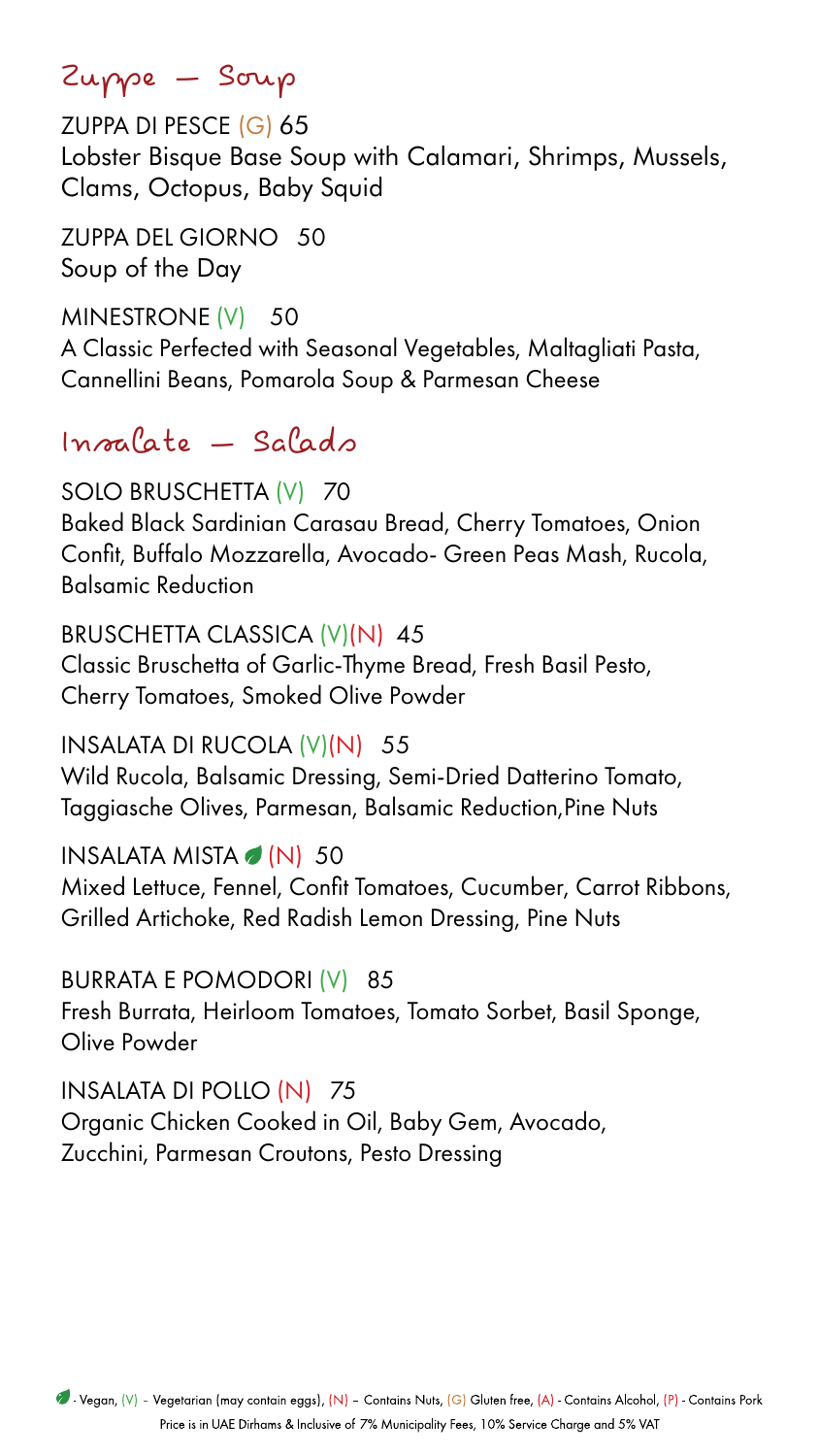## Zuppe — Soup

ZUPPA DI PESCE (G) 65
Lobster Bisque Base Soup with Calamari, Shrimps, Mussels, Clams, Octopus, Baby Squid

ZUPPA DEL GIORNO 50
Soup of the Day

MINESTRONE (V) 50
A Classic Perfected with Seasonal Vegetables, Maltagliati Pasta, Cannellini Beans, Pomarola Soup & Parmesan Cheese

## Insalate — Salads

SOLO BRUSCHETTA (V) 70
Baked Black Sardinian Carasau Bread, Cherry Tomatoes, Onion Confit, Buffalo Mozzarella, Avocado- Green Peas Mash, Rucola, Balsamic Reduction

BRUSCHETTA CLASSICA (V)(N) 45
Classic Bruschetta of Garlic-Thyme Bread, Fresh Basil Pesto, Cherry Tomatoes, Smoked Olive Powder

INSALATA DI RUCOLA (V)(N) 55
Wild Rucola, Balsamic Dressing, Semi-Dried Datterino Tomato, Taggiasche Olives, Parmesan, Balsamic Reduction,Pine Nuts

INSALATA MISTA 🍃 (N) 50
Mixed Lettuce, Fennel, Confit Tomatoes, Cucumber, Carrot Ribbons, Grilled Artichoke, Red Radish Lemon Dressing, Pine Nuts

BURRATA E POMODORI (V) 85
Fresh Burrata, Heirloom Tomatoes, Tomato Sorbet, Basil Sponge, Olive Powder

INSALATA DI POLLO (N) 75
Organic Chicken Cooked in Oil, Baby Gem, Avocado, Zucchini, Parmesan Croutons, Pesto Dressing

🍃 - Vegan, (V) - Vegetarian (may contain eggs), (N) – Contains Nuts, (G) Gluten free, (A) - Contains Alcohol, (P) - Contains Pork

Price is in UAE Dirhams & Inclusive of 7% Municipality Fees, 10% Service Charge and 5% VAT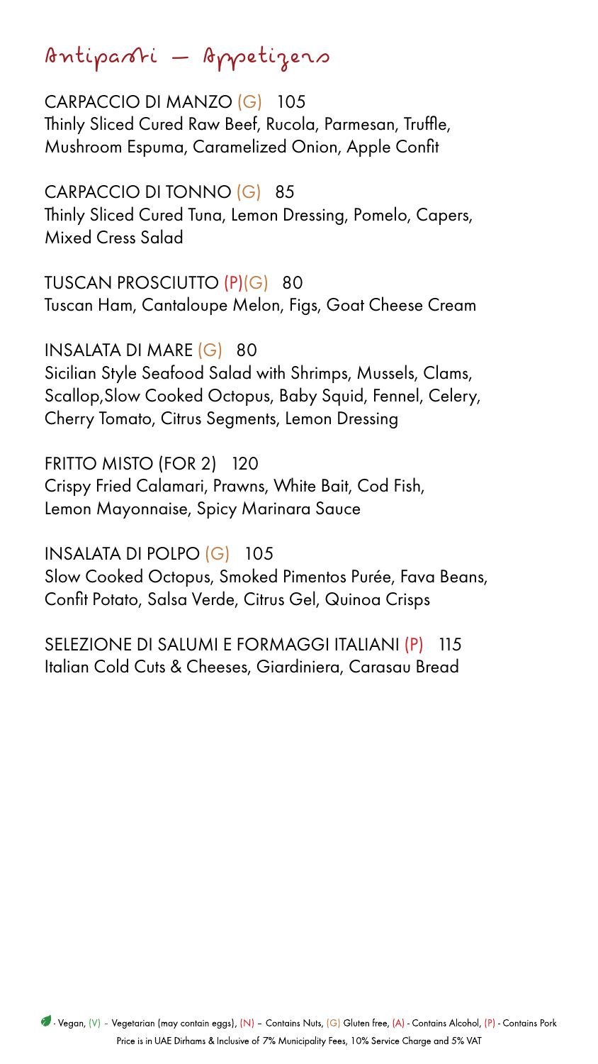# Antipasti — Appetizers

CARPACCIO DI MANZO (G) 105
Thinly Sliced Cured Raw Beef, Rucola, Parmesan, Truffle, Mushroom Espuma, Caramelized Onion, Apple Confit

CARPACCIO DI TONNO (G) 85
Thinly Sliced Cured Tuna, Lemon Dressing, Pomelo, Capers, Mixed Cress Salad

TUSCAN PROSCIUTTO (P)(G) 80
Tuscan Ham, Cantaloupe Melon, Figs, Goat Cheese Cream

INSALATA DI MARE (G) 80
Sicilian Style Seafood Salad with Shrimps, Mussels, Clams, Scallop,Slow Cooked Octopus, Baby Squid, Fennel, Celery, Cherry Tomato, Citrus Segments, Lemon Dressing

FRITTO MISTO (FOR 2) 120
Crispy Fried Calamari, Prawns, White Bait, Cod Fish, Lemon Mayonnaise, Spicy Marinara Sauce

INSALATA DI POLPO (G) 105
Slow Cooked Octopus, Smoked Pimentos Purée, Fava Beans, Confit Potato, Salsa Verde, Citrus Gel, Quinoa Crisps

SELEZIONE DI SALUMI E FORMAGGI ITALIANI (P) 115
Italian Cold Cuts & Cheeses, Giardiniera, Carasau Bread

- Vegan, (V) - Vegetarian (may contain eggs), (N) – Contains Nuts, (G) Gluten free, (A) - Contains Alcohol, (P) - Contains Pork

Price is in UAE Dirhams & Inclusive of 7% Municipality Fees, 10% Service Charge and 5% VAT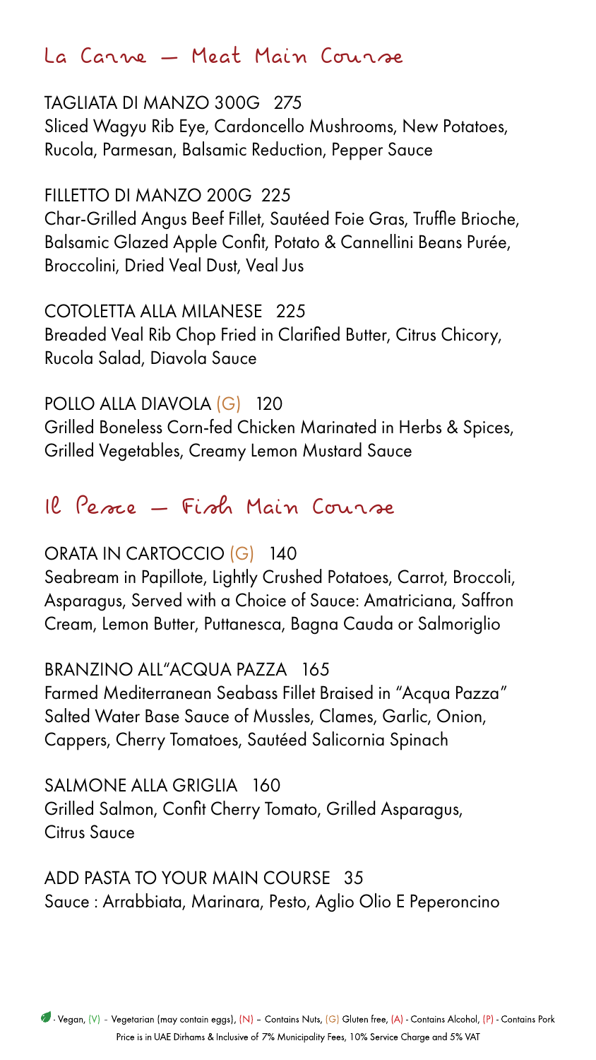## La Carne — Meat Main Course

TAGLIATA DI MANZO 300G 275
Sliced Wagyu Rib Eye, Cardoncello Mushrooms, New Potatoes, Rucola, Parmesan, Balsamic Reduction, Pepper Sauce

FILLETTO DI MANZO 200G 225
Char-Grilled Angus Beef Fillet, Sautéed Foie Gras, Truffle Brioche, Balsamic Glazed Apple Confit, Potato & Cannellini Beans Purée, Broccolini, Dried Veal Dust, Veal Jus

COTOLETTA ALLA MILANESE 225
Breaded Veal Rib Chop Fried in Clarified Butter, Citrus Chicory, Rucola Salad, Diavola Sauce

POLLO ALLA DIAVOLA (G) 120
Grilled Boneless Corn-fed Chicken Marinated in Herbs & Spices, Grilled Vegetables, Creamy Lemon Mustard Sauce

## Il Pesce — Fish Main Course

ORATA IN CARTOCCIO (G) 140
Seabream in Papillote, Lightly Crushed Potatoes, Carrot, Broccoli, Asparagus, Served with a Choice of Sauce: Amatriciana, Saffron Cream, Lemon Butter, Puttanesca, Bagna Cauda or Salmoriglio

BRANZINO ALL"ACQUA PAZZA 165
Farmed Mediterranean Seabass Fillet Braised in "Acqua Pazza" Salted Water Base Sauce of Mussles, Clames, Garlic, Onion, Cappers, Cherry Tomatoes, Sautéed Salicornia Spinach

SALMONE ALLA GRIGLIA 160
Grilled Salmon, Confit Cherry Tomato, Grilled Asparagus, Citrus Sauce

ADD PASTA TO YOUR MAIN COURSE 35
Sauce : Arrabbiata, Marinara, Pesto, Aglio Olio E Peperoncino

- Vegan, (V) - Vegetarian (may contain eggs), (N) – Contains Nuts, (G) Gluten free, (A) - Contains Alcohol, (P) - Contains Pork
Price is in UAE Dirhams & Inclusive of 7% Municipality Fees, 10% Service Charge and 5% VAT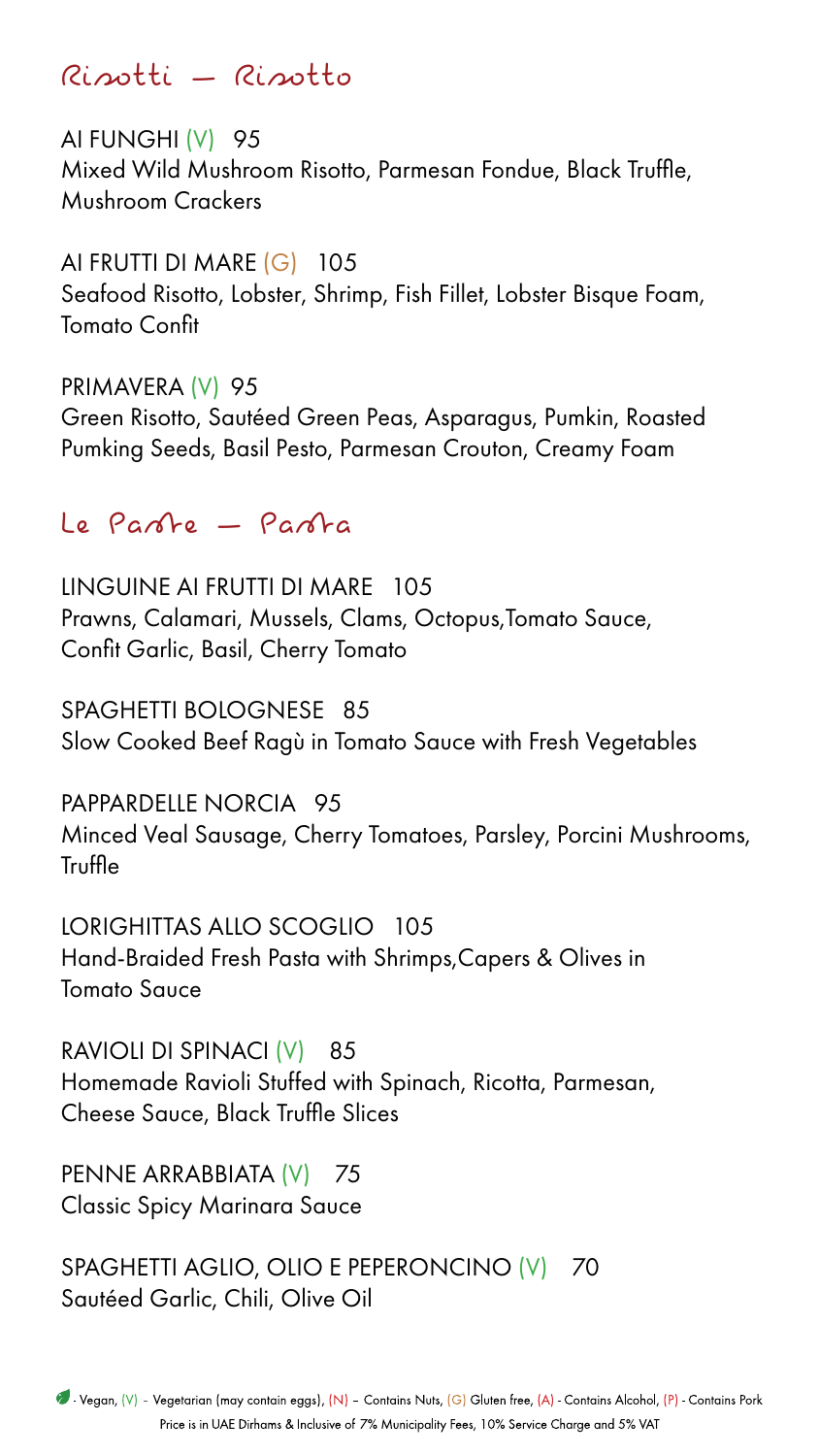## Risotti – Risotto

AI FUNGHI (V) 95
Mixed Wild Mushroom Risotto, Parmesan Fondue, Black Truffle, Mushroom Crackers

AI FRUTTI DI MARE (G) 105
Seafood Risotto, Lobster, Shrimp, Fish Fillet, Lobster Bisque Foam, Tomato Confit

PRIMAVERA (V) 95
Green Risotto, Sautéed Green Peas, Asparagus, Pumkin, Roasted Pumking Seeds, Basil Pesto, Parmesan Crouton, Creamy Foam

## Le Paste – Pasta

LINGUINE AI FRUTTI DI MARE 105
Prawns, Calamari, Mussels, Clams, Octopus,Tomato Sauce, Confit Garlic, Basil, Cherry Tomato

SPAGHETTI BOLOGNESE 85
Slow Cooked Beef Ragù in Tomato Sauce with Fresh Vegetables

PAPPARDELLE NORCIA 95
Minced Veal Sausage, Cherry Tomatoes, Parsley, Porcini Mushrooms, Truffle

LORIGHITTAS ALLO SCOGLIO 105
Hand-Braided Fresh Pasta with Shrimps,Capers & Olives in Tomato Sauce

RAVIOLI DI SPINACI (V) 85
Homemade Ravioli Stuffed with Spinach, Ricotta, Parmesan, Cheese Sauce, Black Truffle Slices

PENNE ARRABBIATA (V) 75
Classic Spicy Marinara Sauce

SPAGHETTI AGLIO, OLIO E PEPERONCINO (V) 70
Sautéed Garlic, Chili, Olive Oil

- Vegan, (V) - Vegetarian (may contain eggs), (N) – Contains Nuts, (G) Gluten free, (A) - Contains Alcohol, (P) - Contains Pork

Price is in UAE Dirhams & Inclusive of 7% Municipality Fees, 10% Service Charge and 5% VAT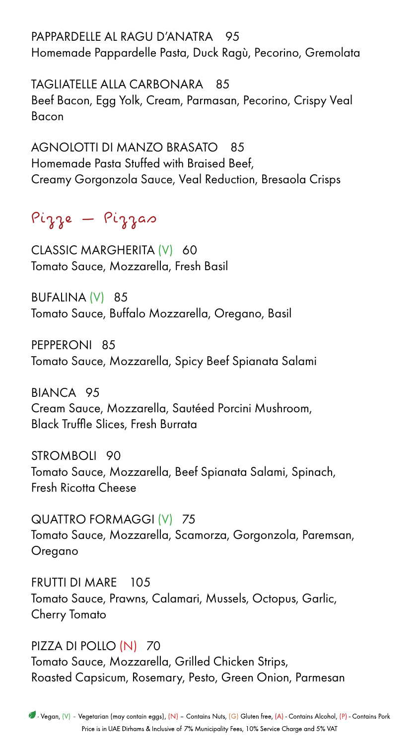PAPPARDELLE AL RAGU D'ANATRA 95
Homemade Pappardelle Pasta, Duck Ragù, Pecorino, Gremolata

TAGLIATELLE ALLA CARBONARA 85
Beef Bacon, Egg Yolk, Cream, Parmasan, Pecorino, Crispy Veal Bacon

AGNOLOTTI DI MANZO BRASATO 85
Homemade Pasta Stuffed with Braised Beef,
Creamy Gorgonzola Sauce, Veal Reduction, Bresaola Crisps

## Pizze – Pizzas

CLASSIC MARGHERITA (V) 60
Tomato Sauce, Mozzarella, Fresh Basil

BUFALINA (V) 85
Tomato Sauce, Buffalo Mozzarella, Oregano, Basil

PEPPERONI 85
Tomato Sauce, Mozzarella, Spicy Beef Spianata Salami

BIANCA 95
Cream Sauce, Mozzarella, Sautéed Porcini Mushroom,
Black Truffle Slices, Fresh Burrata

STROMBOLI 90
Tomato Sauce, Mozzarella, Beef Spianata Salami, Spinach,
Fresh Ricotta Cheese

QUATTRO FORMAGGI (V) 75
Tomato Sauce, Mozzarella, Scamorza, Gorgonzola, Paremsan,
Oregano

FRUTTI DI MARE 105
Tomato Sauce, Prawns, Calamari, Mussels, Octopus, Garlic,
Cherry Tomato

PIZZA DI POLLO (N) 70
Tomato Sauce, Mozzarella, Grilled Chicken Strips,
Roasted Capsicum, Rosemary, Pesto, Green Onion, Parmesan

- Vegan, (V) - Vegetarian (may contain eggs), (N) – Contains Nuts, (G) Gluten free, (A) - Contains Alcohol, (P) - Contains Pork

Price is in UAE Dirhams & Inclusive of 7% Municipality Fees, 10% Service Charge and 5% VAT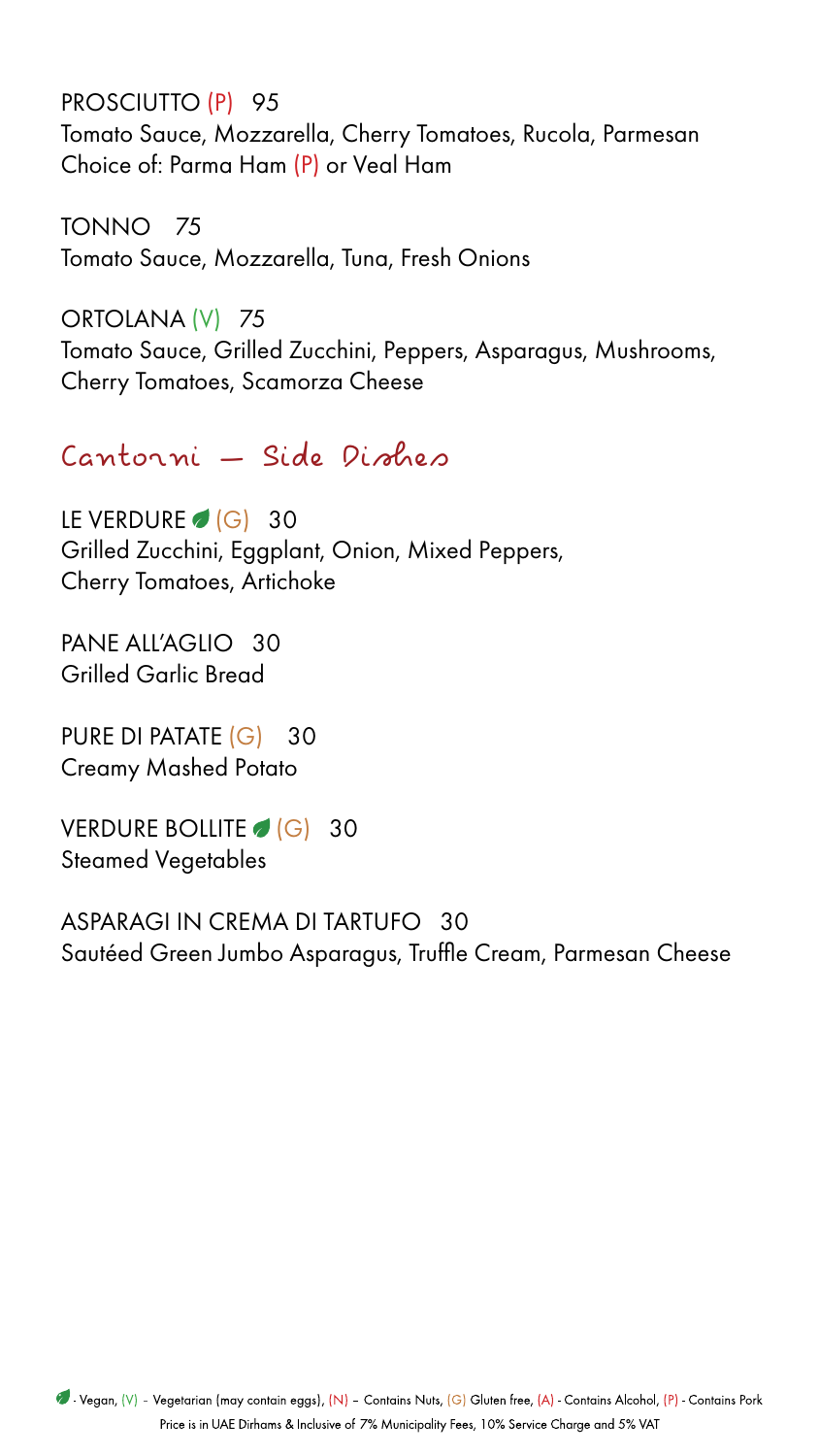PROSCIUTTO (P) 95
Tomato Sauce, Mozzarella, Cherry Tomatoes, Rucola, Parmesan
Choice of: Parma Ham (P) or Veal Ham

TONNO 75
Tomato Sauce, Mozzarella, Tuna, Fresh Onions

ORTOLANA (V) 75
Tomato Sauce, Grilled Zucchini, Peppers, Asparagus, Mushrooms, Cherry Tomatoes, Scamorza Cheese

## Contorni – Side Dishes

LE VERDURE 🍃 (G) 30
Grilled Zucchini, Eggplant, Onion, Mixed Peppers, Cherry Tomatoes, Artichoke

PANE ALL'AGLIO 30
Grilled Garlic Bread

PURE DI PATATE (G) 30
Creamy Mashed Potato

VERDURE BOLLITE 🍃 (G) 30
Steamed Vegetables

ASPARAGI IN CREMA DI TARTUFO 30
Sautéed Green Jumbo Asparagus, Truffle Cream, Parmesan Cheese

🍃 - Vegan, (V) - Vegetarian (may contain eggs), (N) – Contains Nuts, (G) Gluten free, (A) - Contains Alcohol, (P) - Contains Pork
Price is in UAE Dirhams & Inclusive of 7% Municipality Fees, 10% Service Charge and 5% VAT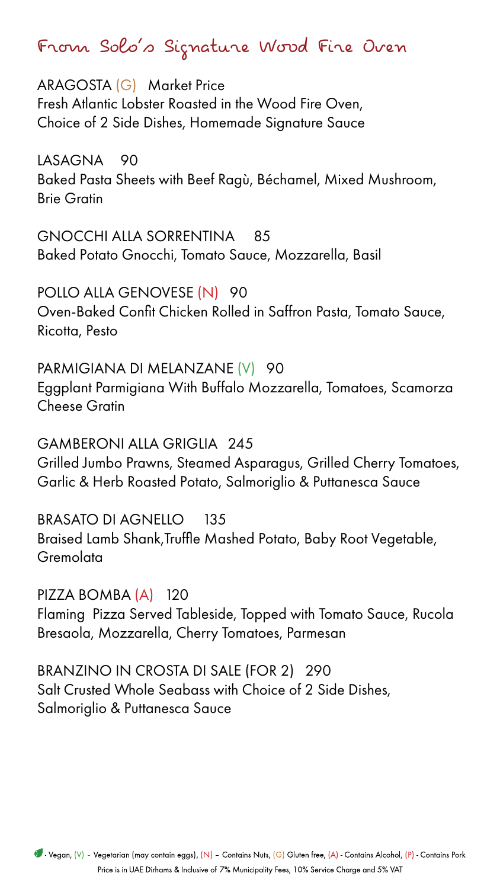# From Solo's Signature Wood Fire Oven

ARAGOSTA (G) Market Price
Fresh Atlantic Lobster Roasted in the Wood Fire Oven, Choice of 2 Side Dishes, Homemade Signature Sauce

LASAGNA 90
Baked Pasta Sheets with Beef Ragù, Béchamel, Mixed Mushroom, Brie Gratin

GNOCCHI ALLA SORRENTINA 85
Baked Potato Gnocchi, Tomato Sauce, Mozzarella, Basil

POLLO ALLA GENOVESE (N) 90
Oven-Baked Confit Chicken Rolled in Saffron Pasta, Tomato Sauce, Ricotta, Pesto

PARMIGIANA DI MELANZANE (V) 90
Eggplant Parmigiana With Buffalo Mozzarella, Tomatoes, Scamorza Cheese Gratin

GAMBERONI ALLA GRIGLIA 245
Grilled Jumbo Prawns, Steamed Asparagus, Grilled Cherry Tomatoes, Garlic & Herb Roasted Potato, Salmoriglio & Puttanesca Sauce

BRASATO DI AGNELLO 135
Braised Lamb Shank,Truffle Mashed Potato, Baby Root Vegetable, Gremolata

PIZZA BOMBA (A) 120
Flaming Pizza Served Tableside, Topped with Tomato Sauce, Rucola Bresaola, Mozzarella, Cherry Tomatoes, Parmesan

BRANZINO IN CROSTA DI SALE (FOR 2) 290
Salt Crusted Whole Seabass with Choice of 2 Side Dishes, Salmoriglio & Puttanesca Sauce

- Vegan, (V) - Vegetarian (may contain eggs), (N) – Contains Nuts, (G) Gluten free, (A) - Contains Alcohol, (P) - Contains Pork

Price is in UAE Dirhams & Inclusive of 7% Municipality Fees, 10% Service Charge and 5% VAT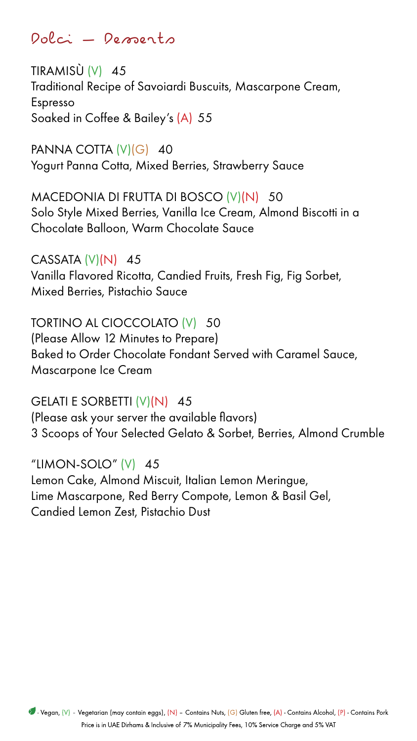# Dolci — Desserts

**TIRAMISÙ** (V) 45
Traditional Recipe of Savoiardi Buscuits, Mascarpone Cream, Espresso
Soaked in Coffee & Bailey's (A) 55

**PANNA COTTA** (V)(G) 40
Yogurt Panna Cotta, Mixed Berries, Strawberry Sauce

**MACEDONIA DI FRUTTA DI BOSCO** (V)(N) 50
Solo Style Mixed Berries, Vanilla Ice Cream, Almond Biscotti in a Chocolate Balloon, Warm Chocolate Sauce

**CASSATA** (V)(N) 45
Vanilla Flavored Ricotta, Candied Fruits, Fresh Fig, Fig Sorbet, Mixed Berries, Pistachio Sauce

**TORTINO AL CIOCCOLATO** (V) 50
(Please Allow 12 Minutes to Prepare)
Baked to Order Chocolate Fondant Served with Caramel Sauce, Mascarpone Ice Cream

**GELATI E SORBETTI** (V)(N) 45
(Please ask your server the available flavors)
3 Scoops of Your Selected Gelato & Sorbet, Berries, Almond Crumble

**"LIMON-SOLO"** (V) 45
Lemon Cake, Almond Miscuit, Italian Lemon Meringue, Lime Mascarpone, Red Berry Compote, Lemon & Basil Gel, Candied Lemon Zest, Pistachio Dust

- Vegan, (V) - Vegetarian (may contain eggs), (N) – Contains Nuts, (G) Gluten free, (A) - Contains Alcohol, (P) - Contains Pork

Price is in UAE Dirhams & Inclusive of 7% Municipality Fees, 10% Service Charge and 5% VAT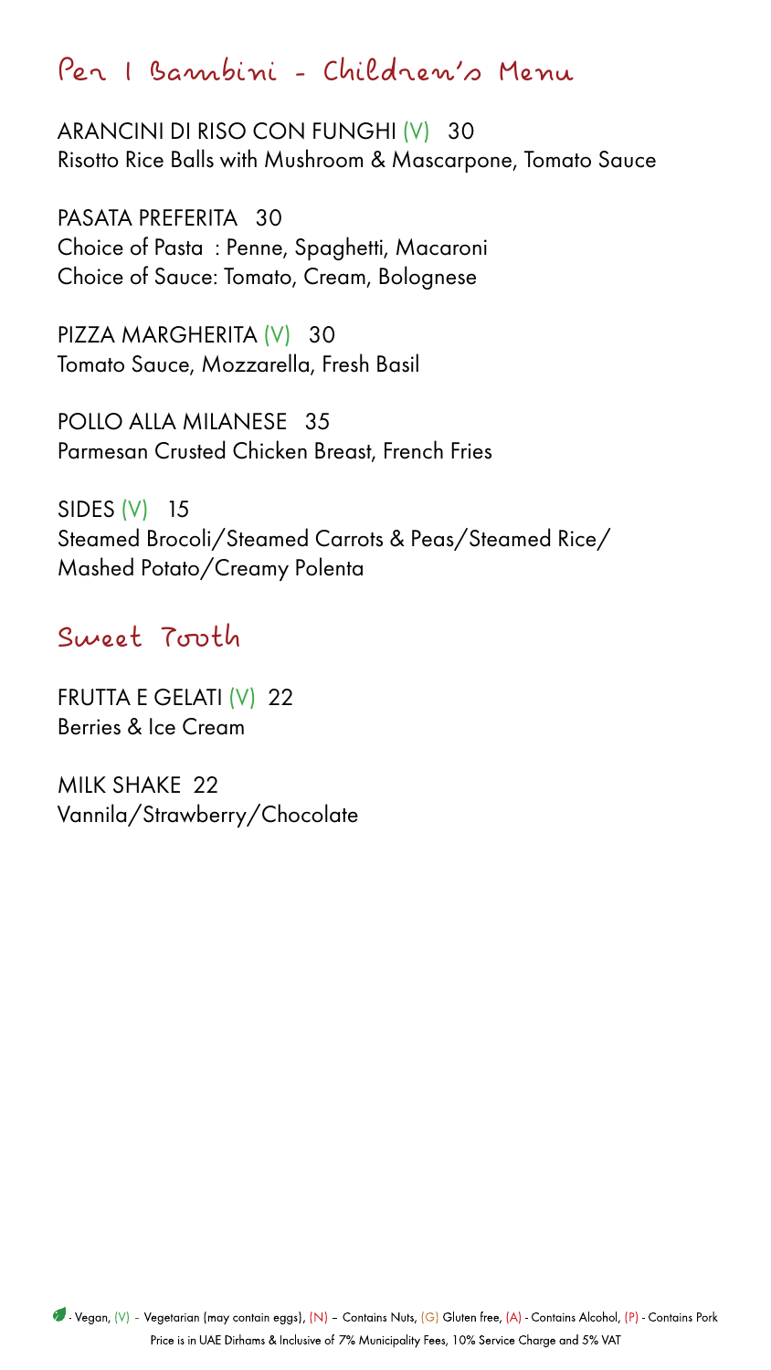## Per I Bambini - Children's Menu

ARANCINI DI RISO CON FUNGHI (V) 30
Risotto Rice Balls with Mushroom & Mascarpone, Tomato Sauce

PASATA PREFERITA 30
Choice of Pasta : Penne, Spaghetti, Macaroni
Choice of Sauce: Tomato, Cream, Bolognese

PIZZA MARGHERITA (V) 30
Tomato Sauce, Mozzarella, Fresh Basil

POLLO ALLA MILANESE 35
Parmesan Crusted Chicken Breast, French Fries

SIDES (V) 15
Steamed Brocoli/Steamed Carrots & Peas/Steamed Rice/
Mashed Potato/Creamy Polenta

## Sweet Tooth

FRUTTA E GELATI (V) 22
Berries & Ice Cream

MILK SHAKE 22
Vannila/Strawberry/Chocolate

- Vegan, (V) - Vegetarian (may contain eggs), (N) – Contains Nuts, (G) Gluten free, (A) - Contains Alcohol, (P) - Contains Pork
Price is in UAE Dirhams & Inclusive of 7% Municipality Fees, 10% Service Charge and 5% VAT